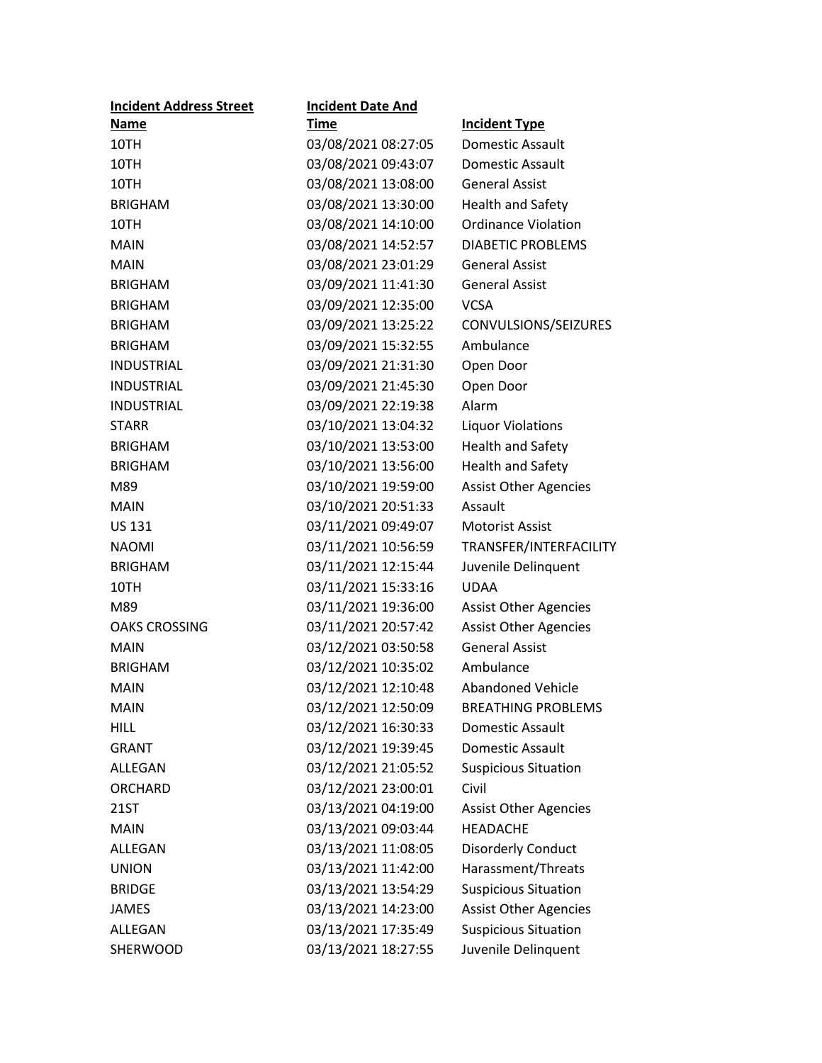| Incident Address Street Name | Incident Date And Time | Incident Type |
|---|---|---|
| 10TH | 03/08/2021 08:27:05 | Domestic Assault |
| 10TH | 03/08/2021 09:43:07 | Domestic Assault |
| 10TH | 03/08/2021 13:08:00 | General Assist |
| BRIGHAM | 03/08/2021 13:30:00 | Health and Safety |
| 10TH | 03/08/2021 14:10:00 | Ordinance Violation |
| MAIN | 03/08/2021 14:52:57 | DIABETIC PROBLEMS |
| MAIN | 03/08/2021 23:01:29 | General Assist |
| BRIGHAM | 03/09/2021 11:41:30 | General Assist |
| BRIGHAM | 03/09/2021 12:35:00 | VCSA |
| BRIGHAM | 03/09/2021 13:25:22 | CONVULSIONS/SEIZURES |
| BRIGHAM | 03/09/2021 15:32:55 | Ambulance |
| INDUSTRIAL | 03/09/2021 21:31:30 | Open Door |
| INDUSTRIAL | 03/09/2021 21:45:30 | Open Door |
| INDUSTRIAL | 03/09/2021 22:19:38 | Alarm |
| STARR | 03/10/2021 13:04:32 | Liquor Violations |
| BRIGHAM | 03/10/2021 13:53:00 | Health and Safety |
| BRIGHAM | 03/10/2021 13:56:00 | Health and Safety |
| M89 | 03/10/2021 19:59:00 | Assist Other Agencies |
| MAIN | 03/10/2021 20:51:33 | Assault |
| US 131 | 03/11/2021 09:49:07 | Motorist Assist |
| NAOMI | 03/11/2021 10:56:59 | TRANSFER/INTERFACILITY |
| BRIGHAM | 03/11/2021 12:15:44 | Juvenile Delinquent |
| 10TH | 03/11/2021 15:33:16 | UDAA |
| M89 | 03/11/2021 19:36:00 | Assist Other Agencies |
| OAKS CROSSING | 03/11/2021 20:57:42 | Assist Other Agencies |
| MAIN | 03/12/2021 03:50:58 | General Assist |
| BRIGHAM | 03/12/2021 10:35:02 | Ambulance |
| MAIN | 03/12/2021 12:10:48 | Abandoned Vehicle |
| MAIN | 03/12/2021 12:50:09 | BREATHING PROBLEMS |
| HILL | 03/12/2021 16:30:33 | Domestic Assault |
| GRANT | 03/12/2021 19:39:45 | Domestic Assault |
| ALLEGAN | 03/12/2021 21:05:52 | Suspicious Situation |
| ORCHARD | 03/12/2021 23:00:01 | Civil |
| 21ST | 03/13/2021 04:19:00 | Assist Other Agencies |
| MAIN | 03/13/2021 09:03:44 | HEADACHE |
| ALLEGAN | 03/13/2021 11:08:05 | Disorderly Conduct |
| UNION | 03/13/2021 11:42:00 | Harassment/Threats |
| BRIDGE | 03/13/2021 13:54:29 | Suspicious Situation |
| JAMES | 03/13/2021 14:23:00 | Assist Other Agencies |
| ALLEGAN | 03/13/2021 17:35:49 | Suspicious Situation |
| SHERWOOD | 03/13/2021 18:27:55 | Juvenile Delinquent |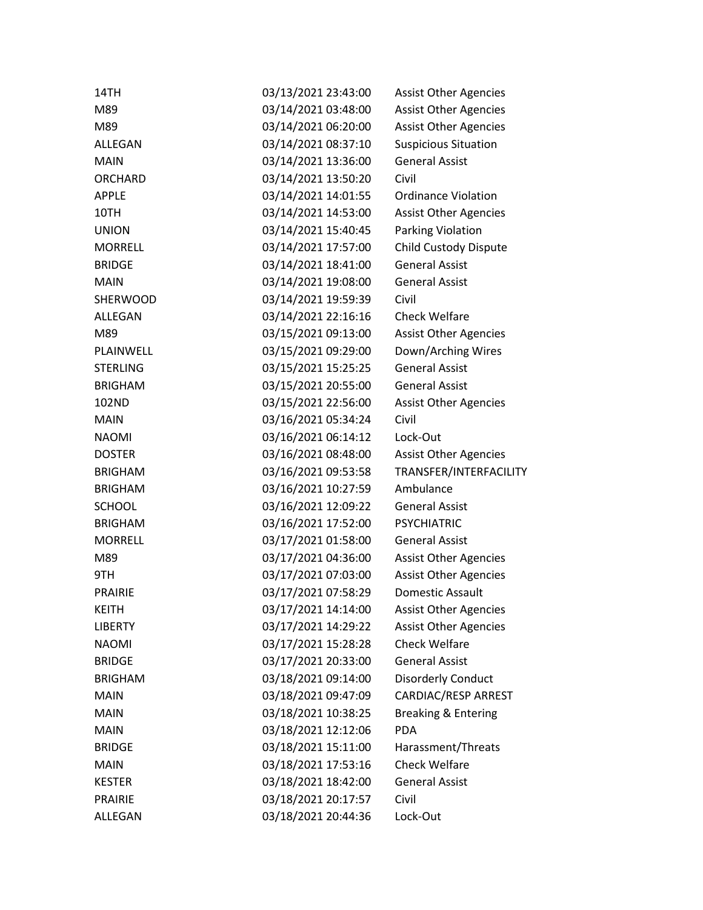| | | |
|---|---|---|
| 14TH | 03/13/2021 23:43:00 | Assist Other Agencies |
| M89 | 03/14/2021 03:48:00 | Assist Other Agencies |
| M89 | 03/14/2021 06:20:00 | Assist Other Agencies |
| ALLEGAN | 03/14/2021 08:37:10 | Suspicious Situation |
| MAIN | 03/14/2021 13:36:00 | General Assist |
| ORCHARD | 03/14/2021 13:50:20 | Civil |
| APPLE | 03/14/2021 14:01:55 | Ordinance Violation |
| 10TH | 03/14/2021 14:53:00 | Assist Other Agencies |
| UNION | 03/14/2021 15:40:45 | Parking Violation |
| MORRELL | 03/14/2021 17:57:00 | Child Custody Dispute |
| BRIDGE | 03/14/2021 18:41:00 | General Assist |
| MAIN | 03/14/2021 19:08:00 | General Assist |
| SHERWOOD | 03/14/2021 19:59:39 | Civil |
| ALLEGAN | 03/14/2021 22:16:16 | Check Welfare |
| M89 | 03/15/2021 09:13:00 | Assist Other Agencies |
| PLAINWELL | 03/15/2021 09:29:00 | Down/Arching Wires |
| STERLING | 03/15/2021 15:25:25 | General Assist |
| BRIGHAM | 03/15/2021 20:55:00 | General Assist |
| 102ND | 03/15/2021 22:56:00 | Assist Other Agencies |
| MAIN | 03/16/2021 05:34:24 | Civil |
| NAOMI | 03/16/2021 06:14:12 | Lock-Out |
| DOSTER | 03/16/2021 08:48:00 | Assist Other Agencies |
| BRIGHAM | 03/16/2021 09:53:58 | TRANSFER/INTERFACILITY |
| BRIGHAM | 03/16/2021 10:27:59 | Ambulance |
| SCHOOL | 03/16/2021 12:09:22 | General Assist |
| BRIGHAM | 03/16/2021 17:52:00 | PSYCHIATRIC |
| MORRELL | 03/17/2021 01:58:00 | General Assist |
| M89 | 03/17/2021 04:36:00 | Assist Other Agencies |
| 9TH | 03/17/2021 07:03:00 | Assist Other Agencies |
| PRAIRIE | 03/17/2021 07:58:29 | Domestic Assault |
| KEITH | 03/17/2021 14:14:00 | Assist Other Agencies |
| LIBERTY | 03/17/2021 14:29:22 | Assist Other Agencies |
| NAOMI | 03/17/2021 15:28:28 | Check Welfare |
| BRIDGE | 03/17/2021 20:33:00 | General Assist |
| BRIGHAM | 03/18/2021 09:14:00 | Disorderly Conduct |
| MAIN | 03/18/2021 09:47:09 | CARDIAC/RESP ARREST |
| MAIN | 03/18/2021 10:38:25 | Breaking & Entering |
| MAIN | 03/18/2021 12:12:06 | PDA |
| BRIDGE | 03/18/2021 15:11:00 | Harassment/Threats |
| MAIN | 03/18/2021 17:53:16 | Check Welfare |
| KESTER | 03/18/2021 18:42:00 | General Assist |
| PRAIRIE | 03/18/2021 20:17:57 | Civil |
| ALLEGAN | 03/18/2021 20:44:36 | Lock-Out |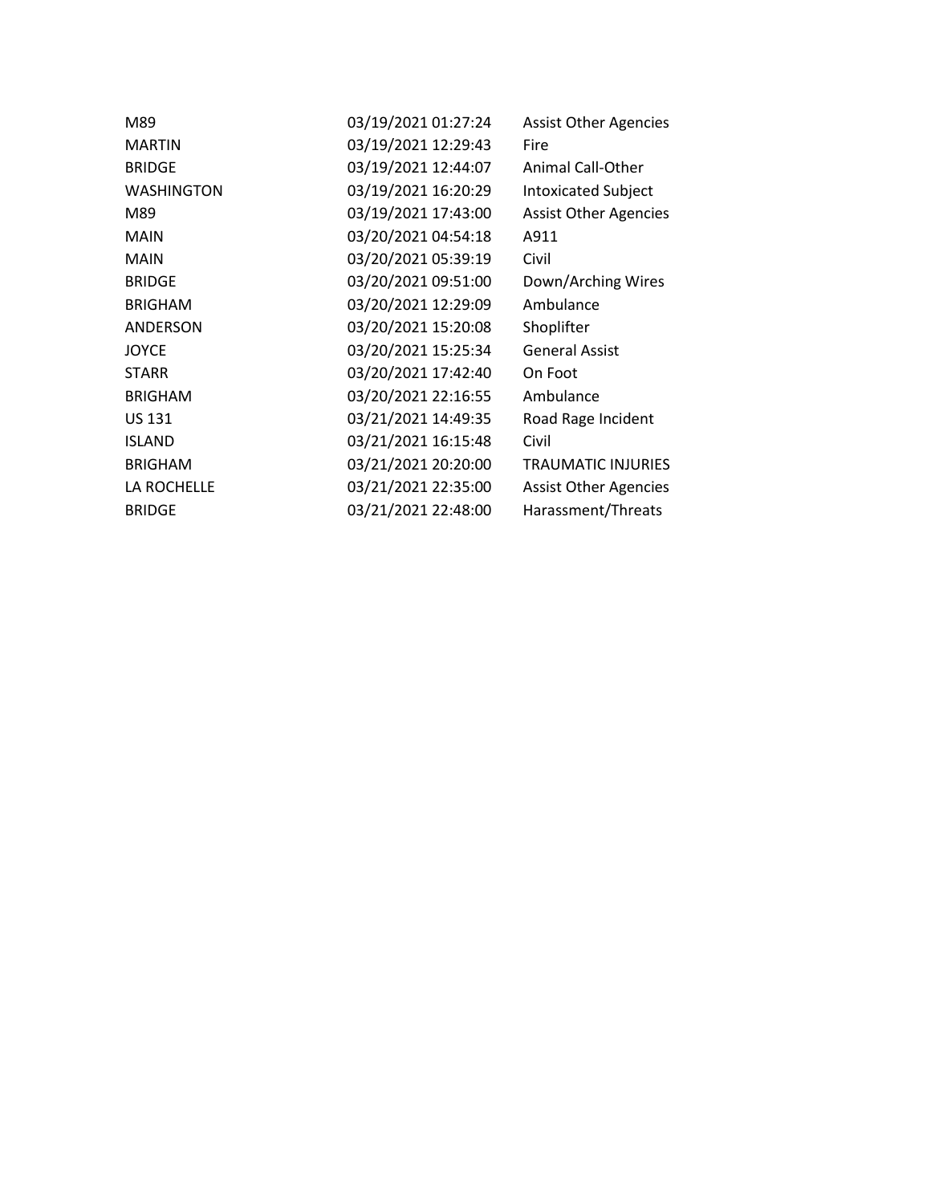| | | |
|---|---|---|
| M89 | 03/19/2021 01:27:24 | Assist Other Agencies |
| MARTIN | 03/19/2021 12:29:43 | Fire |
| BRIDGE | 03/19/2021 12:44:07 | Animal Call-Other |
| WASHINGTON | 03/19/2021 16:20:29 | Intoxicated Subject |
| M89 | 03/19/2021 17:43:00 | Assist Other Agencies |
| MAIN | 03/20/2021 04:54:18 | A911 |
| MAIN | 03/20/2021 05:39:19 | Civil |
| BRIDGE | 03/20/2021 09:51:00 | Down/Arching Wires |
| BRIGHAM | 03/20/2021 12:29:09 | Ambulance |
| ANDERSON | 03/20/2021 15:20:08 | Shoplifter |
| JOYCE | 03/20/2021 15:25:34 | General Assist |
| STARR | 03/20/2021 17:42:40 | On Foot |
| BRIGHAM | 03/20/2021 22:16:55 | Ambulance |
| US 131 | 03/21/2021 14:49:35 | Road Rage Incident |
| ISLAND | 03/21/2021 16:15:48 | Civil |
| BRIGHAM | 03/21/2021 20:20:00 | TRAUMATIC INJURIES |
| LA ROCHELLE | 03/21/2021 22:35:00 | Assist Other Agencies |
| BRIDGE | 03/21/2021 22:48:00 | Harassment/Threats |